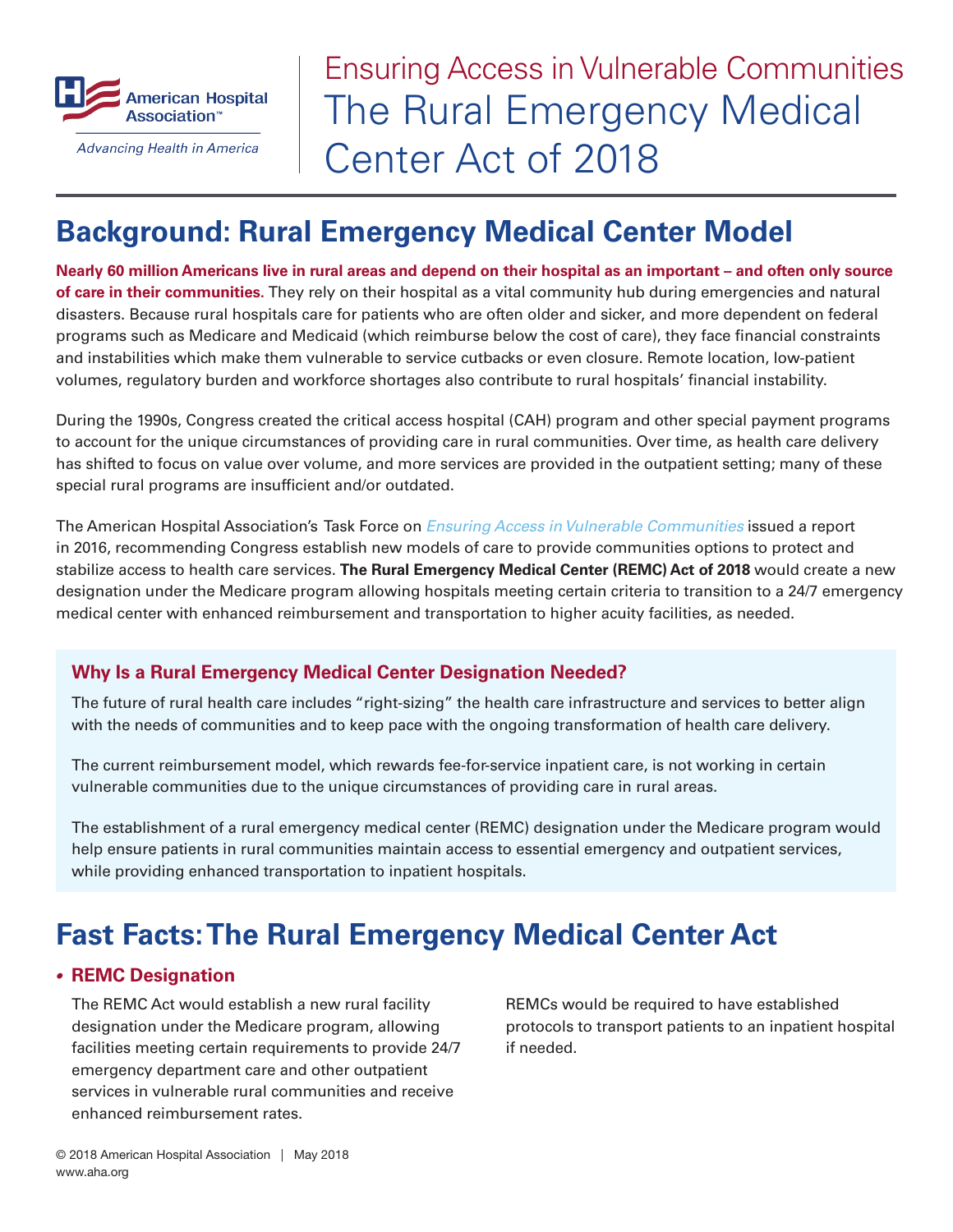American Hospital Association™

*Advancing Health in America*

# Ensuring Access in Vulnerable Communities
# The Rural Emergency Medical Center Act of 2018

## Background: Rural Emergency Medical Center Model

**Nearly 60 million Americans live in rural areas and depend on their hospital as an important – and often only source of care in their communities.** They rely on their hospital as a vital community hub during emergencies and natural disasters. Because rural hospitals care for patients who are often older and sicker, and more dependent on federal programs such as Medicare and Medicaid (which reimburse below the cost of care), they face financial constraints and instabilities which make them vulnerable to service cutbacks or even closure. Remote location, low-patient volumes, regulatory burden and workforce shortages also contribute to rural hospitals' financial instability.

During the 1990s, Congress created the critical access hospital (CAH) program and other special payment programs to account for the unique circumstances of providing care in rural communities. Over time, as health care delivery has shifted to focus on value over volume, and more services are provided in the outpatient setting; many of these special rural programs are insufficient and/or outdated.

The American Hospital Association's Task Force on *Ensuring Access in Vulnerable Communities* issued a report in 2016, recommending Congress establish new models of care to provide communities options to protect and stabilize access to health care services. **The Rural Emergency Medical Center (REMC) Act of 2018** would create a new designation under the Medicare program allowing hospitals meeting certain criteria to transition to a 24/7 emergency medical center with enhanced reimbursement and transportation to higher acuity facilities, as needed.

### Why Is a Rural Emergency Medical Center Designation Needed?

The future of rural health care includes "right-sizing" the health care infrastructure and services to better align with the needs of communities and to keep pace with the ongoing transformation of health care delivery.

The current reimbursement model, which rewards fee-for-service inpatient care, is not working in certain vulnerable communities due to the unique circumstances of providing care in rural areas.

The establishment of a rural emergency medical center (REMC) designation under the Medicare program would help ensure patients in rural communities maintain access to essential emergency and outpatient services, while providing enhanced transportation to inpatient hospitals.

## Fast Facts: The Rural Emergency Medical Center Act

- **REMC Designation**

  The REMC Act would establish a new rural facility designation under the Medicare program, allowing facilities meeting certain requirements to provide 24/7 emergency department care and other outpatient services in vulnerable rural communities and receive enhanced reimbursement rates.

  REMCs would be required to have established protocols to transport patients to an inpatient hospital if needed.

© 2018 American Hospital Association | May 2018
www.aha.org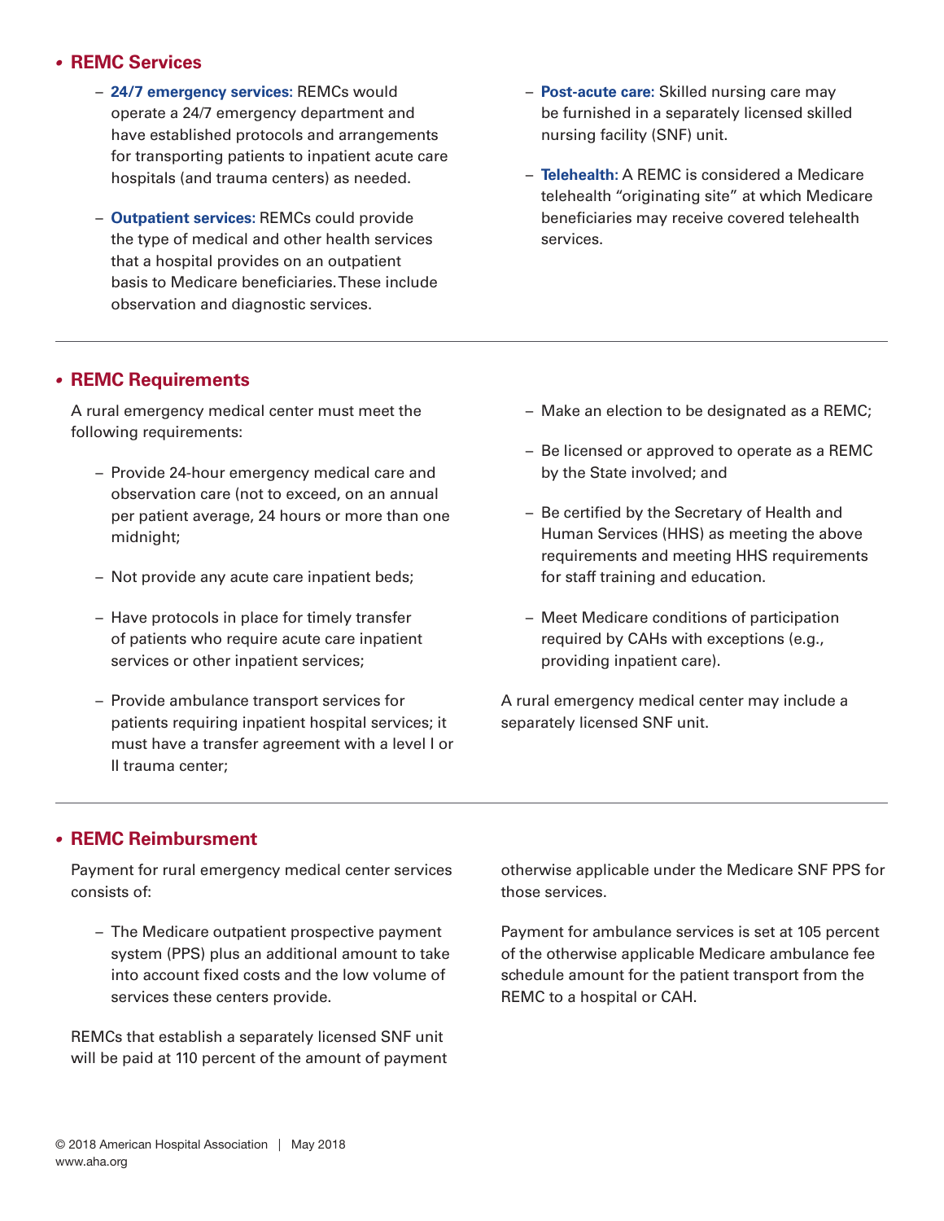- **REMC Services**
  - **24/7 emergency services:** REMCs would operate a 24/7 emergency department and have established protocols and arrangements for transporting patients to inpatient acute care hospitals (and trauma centers) as needed.
  - **Outpatient services:** REMCs could provide the type of medical and other health services that a hospital provides on an outpatient basis to Medicare beneficiaries. These include observation and diagnostic services.
  - **Post-acute care:** Skilled nursing care may be furnished in a separately licensed skilled nursing facility (SNF) unit.
  - **Telehealth:** A REMC is considered a Medicare telehealth "originating site" at which Medicare beneficiaries may receive covered telehealth services.

- **REMC Requirements**

  A rural emergency medical center must meet the following requirements:

  - Provide 24-hour emergency medical care and observation care (not to exceed, on an annual per patient average, 24 hours or more than one midnight;
  - Not provide any acute care inpatient beds;
  - Have protocols in place for timely transfer of patients who require acute care inpatient services or other inpatient services;
  - Provide ambulance transport services for patients requiring inpatient hospital services; it must have a transfer agreement with a level I or II trauma center;
  - Make an election to be designated as a REMC;
  - Be licensed or approved to operate as a REMC by the State involved; and
  - Be certified by the Secretary of Health and Human Services (HHS) as meeting the above requirements and meeting HHS requirements for staff training and education.
  - Meet Medicare conditions of participation required by CAHs with exceptions (e.g., providing inpatient care).

  A rural emergency medical center may include a separately licensed SNF unit.

- **REMC Reimbursment**

  Payment for rural emergency medical center services consists of:

  - The Medicare outpatient prospective payment system (PPS) plus an additional amount to take into account fixed costs and the low volume of services these centers provide.

  REMCs that establish a separately licensed SNF unit will be paid at 110 percent of the amount of payment otherwise applicable under the Medicare SNF PPS for those services.

  Payment for ambulance services is set at 105 percent of the otherwise applicable Medicare ambulance fee schedule amount for the patient transport from the REMC to a hospital or CAH.

© 2018 American Hospital Association | May 2018
www.aha.org